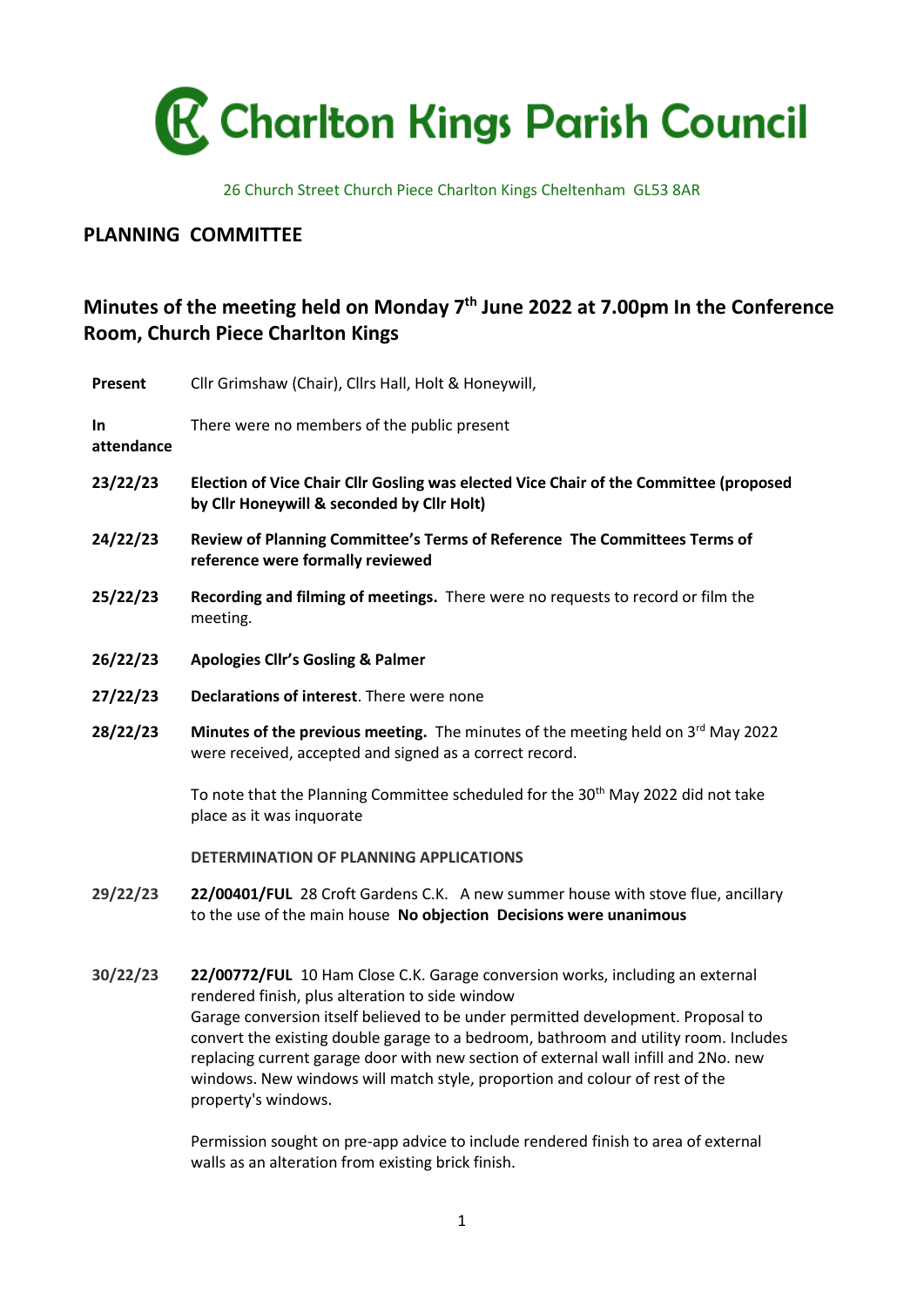# Charlton Kings Parish Council

26 Church Street Church Piece Charlton Kings Cheltenham GL53 8AR

## PLANNING COMMITTEE

## Minutes of the meeting held on Monday 7th June 2022 at 7.00pm In the Conference Room, Church Piece Charlton Kings

| | |
|---|---|
| **Present** | Cllr Grimshaw (Chair), Cllrs Hall, Holt & Honeywill, |
| **In attendance** | There were no members of the public present |
| **23/22/23** | **Election of Vice Chair Cllr Gosling was elected Vice Chair of the Committee (proposed by Cllr Honeywill & seconded by Cllr Holt)** |
| **24/22/23** | **Review of Planning Committee's Terms of Reference The Committees Terms of reference were formally reviewed** |
| **25/22/23** | **Recording and filming of meetings.** There were no requests to record or film the meeting. |
| **26/22/23** | **Apologies Cllr's Gosling & Palmer** |
| **27/22/23** | **Declarations of interest**. There were none |
| **28/22/23** | **Minutes of the previous meeting.** The minutes of the meeting held on 3rd May 2022 were received, accepted and signed as a correct record.<br><br>To note that the Planning Committee scheduled for the 30th May 2022 did not take place as it was inquorate |

**DETERMINATION OF PLANNING APPLICATIONS**

| | |
|---|---|
| **29/22/23** | **22/00401/FUL** 28 Croft Gardens C.K. A new summer house with stove flue, ancillary to the use of the main house **No objection Decisions were unanimous** |
| **30/22/23** | **22/00772/FUL** 10 Ham Close C.K. Garage conversion works, including an external rendered finish, plus alteration to side window<br>Garage conversion itself believed to be under permitted development. Proposal to convert the existing double garage to a bedroom, bathroom and utility room. Includes replacing current garage door with new section of external wall infill and 2No. new windows. New windows will match style, proportion and colour of rest of the property's windows.<br><br>Permission sought on pre-app advice to include rendered finish to area of external walls as an alteration from existing brick finish. |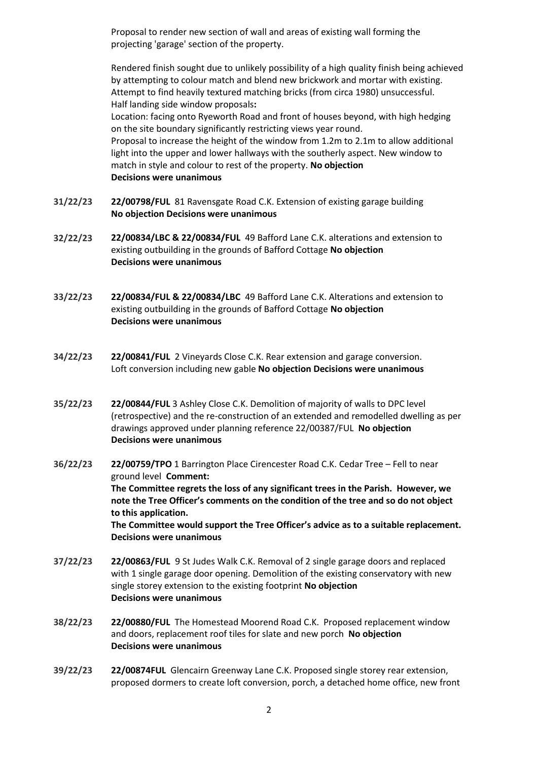Proposal to render new section of wall and areas of existing wall forming the projecting 'garage' section of the property.

Rendered finish sought due to unlikely possibility of a high quality finish being achieved by attempting to colour match and blend new brickwork and mortar with existing. Attempt to find heavily textured matching bricks (from circa 1980) unsuccessful.
Half landing side window proposals**:**
Location: facing onto Ryeworth Road and front of houses beyond, with high hedging on the site boundary significantly restricting views year round.
Proposal to increase the height of the window from 1.2m to 2.1m to allow additional light into the upper and lower hallways with the southerly aspect. New window to match in style and colour to rest of the property. **No objection**
**Decisions were unanimous**

**31/22/23** **22/00798/FUL** 81 Ravensgate Road C.K. Extension of existing garage building
**No objection Decisions were unanimous**

**32/22/23** **22/00834/LBC & 22/00834/FUL** 49 Bafford Lane C.K. alterations and extension to existing outbuilding in the grounds of Bafford Cottage **No objection**
**Decisions were unanimous**

**33/22/23** **22/00834/FUL & 22/00834/LBC** 49 Bafford Lane C.K. Alterations and extension to existing outbuilding in the grounds of Bafford Cottage **No objection**
**Decisions were unanimous**

**34/22/23** **22/00841/FUL** 2 Vineyards Close C.K. Rear extension and garage conversion. Loft conversion including new gable **No objection Decisions were unanimous**

**35/22/23** **22/00844/FUL** 3 Ashley Close C.K. Demolition of majority of walls to DPC level (retrospective) and the re-construction of an extended and remodelled dwelling as per drawings approved under planning reference 22/00387/FUL **No objection**
**Decisions were unanimous**

**36/22/23** **22/00759/TPO** 1 Barrington Place Cirencester Road C.K. Cedar Tree – Fell to near ground level **Comment:**
**The Committee regrets the loss of any significant trees in the Parish. However, we note the Tree Officer's comments on the condition of the tree and so do not object to this application.**
**The Committee would support the Tree Officer's advice as to a suitable replacement.**
**Decisions were unanimous**

**37/22/23** **22/00863/FUL** 9 St Judes Walk C.K. Removal of 2 single garage doors and replaced with 1 single garage door opening. Demolition of the existing conservatory with new single storey extension to the existing footprint **No objection**
**Decisions were unanimous**

**38/22/23** **22/00880/FUL** The Homestead Moorend Road C.K. Proposed replacement window and doors, replacement roof tiles for slate and new porch **No objection**
**Decisions were unanimous**

**39/22/23** **22/00874FUL** Glencairn Greenway Lane C.K. Proposed single storey rear extension, proposed dormers to create loft conversion, porch, a detached home office, new front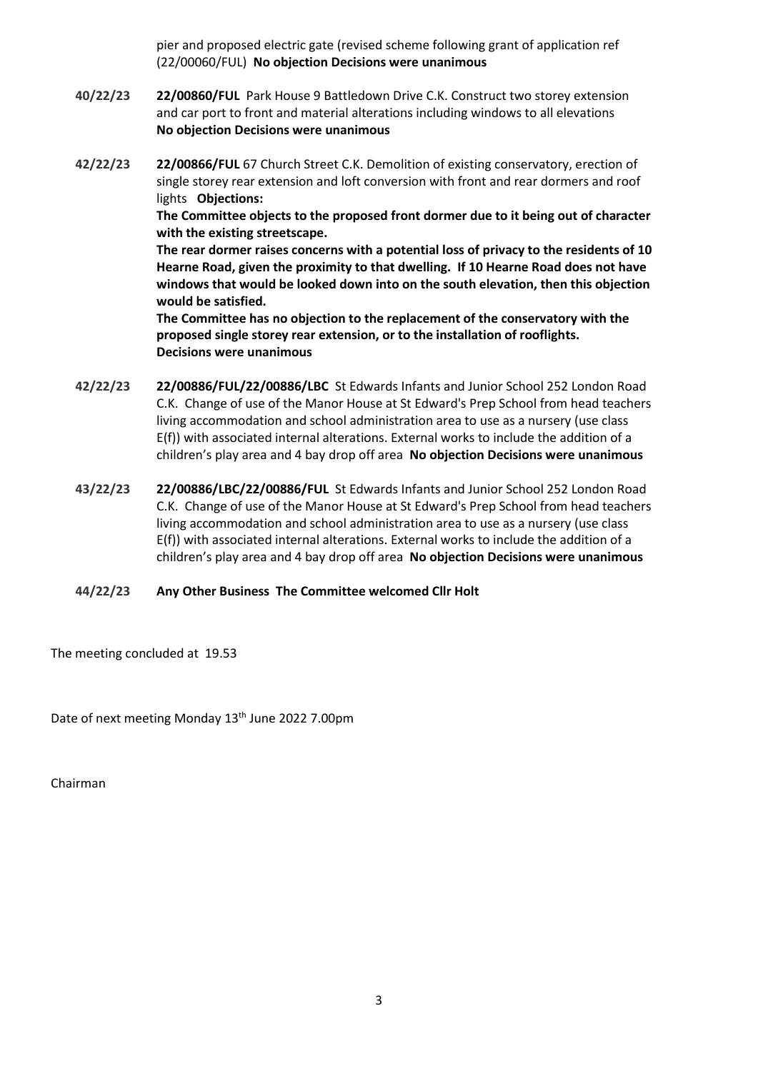pier and proposed electric gate (revised scheme following grant of application ref (22/00060/FUL) **No objection Decisions were unanimous**

**40/22/23** **22/00860/FUL** Park House 9 Battledown Drive C.K. Construct two storey extension and car port to front and material alterations including windows to all elevations **No objection Decisions were unanimous**

**42/22/23** **22/00866/FUL** 67 Church Street C.K. Demolition of existing conservatory, erection of single storey rear extension and loft conversion with front and rear dormers and roof lights **Objections:**
**The Committee objects to the proposed front dormer due to it being out of character with the existing streetscape.**
**The rear dormer raises concerns with a potential loss of privacy to the residents of 10 Hearne Road, given the proximity to that dwelling. If 10 Hearne Road does not have windows that would be looked down into on the south elevation, then this objection would be satisfied.**
**The Committee has no objection to the replacement of the conservatory with the proposed single storey rear extension, or to the installation of rooflights.**
**Decisions were unanimous**

**42/22/23** **22/00886/FUL/22/00886/LBC** St Edwards Infants and Junior School 252 London Road C.K. Change of use of the Manor House at St Edward's Prep School from head teachers living accommodation and school administration area to use as a nursery (use class E(f)) with associated internal alterations. External works to include the addition of a children's play area and 4 bay drop off area **No objection Decisions were unanimous**

**43/22/23** **22/00886/LBC/22/00886/FUL** St Edwards Infants and Junior School 252 London Road C.K. Change of use of the Manor House at St Edward's Prep School from head teachers living accommodation and school administration area to use as a nursery (use class E(f)) with associated internal alterations. External works to include the addition of a children's play area and 4 bay drop off area **No objection Decisions were unanimous**

**44/22/23** **Any Other Business The Committee welcomed Cllr Holt**

The meeting concluded at 19.53

Date of next meeting Monday 13th June 2022 7.00pm

Chairman